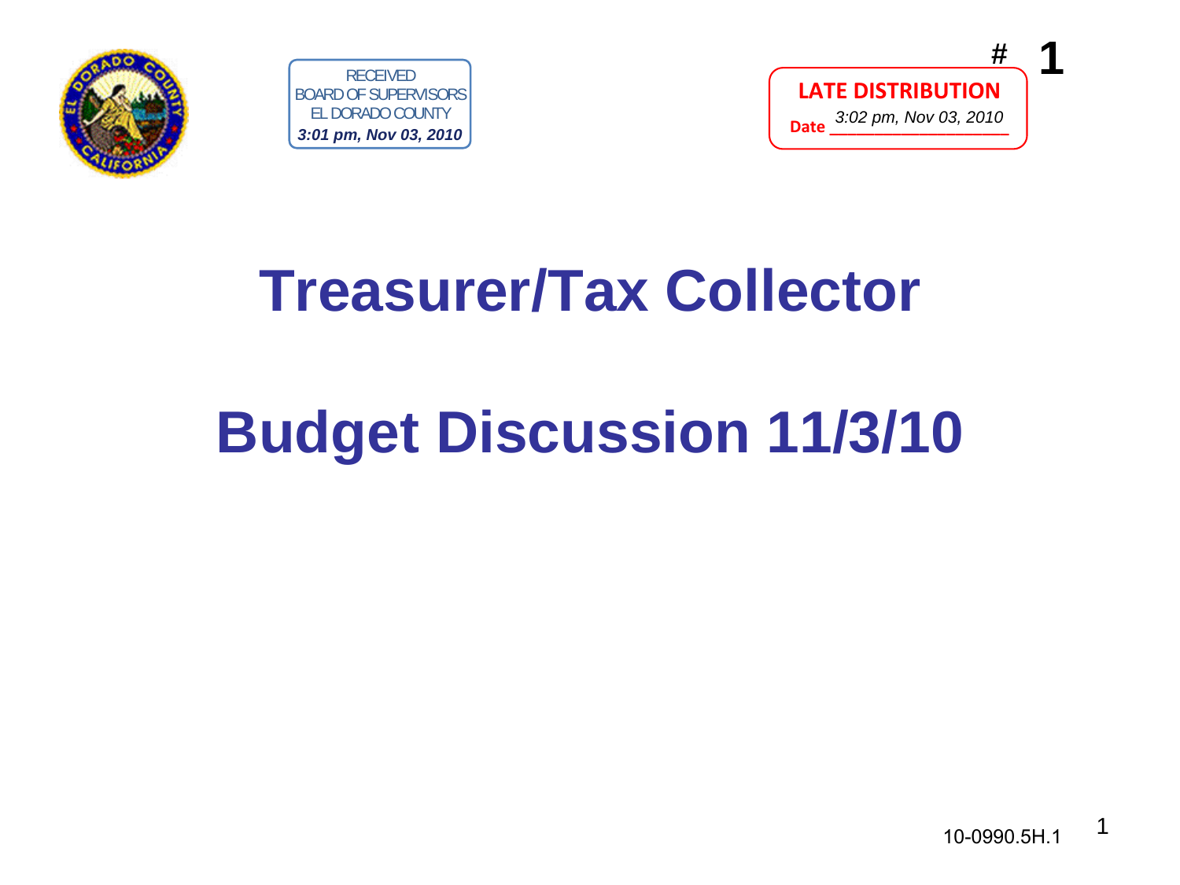RECEIVED
BOARD OF SUPERVISORS
EL DORADO COUNTY
*3:01 pm, Nov 03, 2010*

# 1

**LATE DISTRIBUTION**

**Date** *3:02 pm, Nov 03, 2010*

# Treasurer/Tax Collector

# Budget Discussion 11/3/10

10-0990.5H.1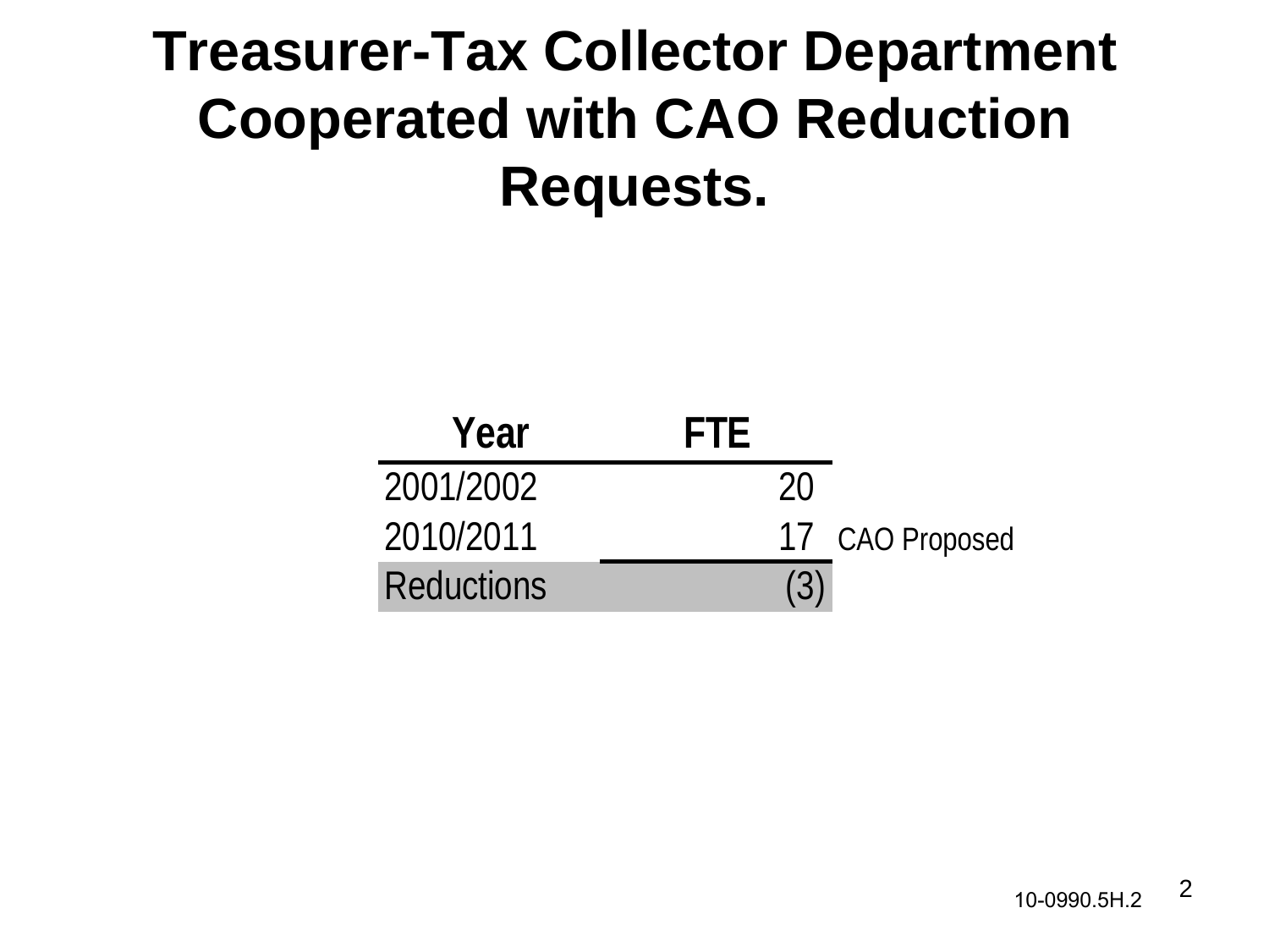# Treasurer-Tax Collector Department Cooperated with CAO Reduction Requests.

| Year | FTE | |
|---|---|---|
| 2001/2002 | 20 | |
| 2010/2011 | 17 | CAO Proposed |
| Reductions | (3) | |

10-0990.5H.2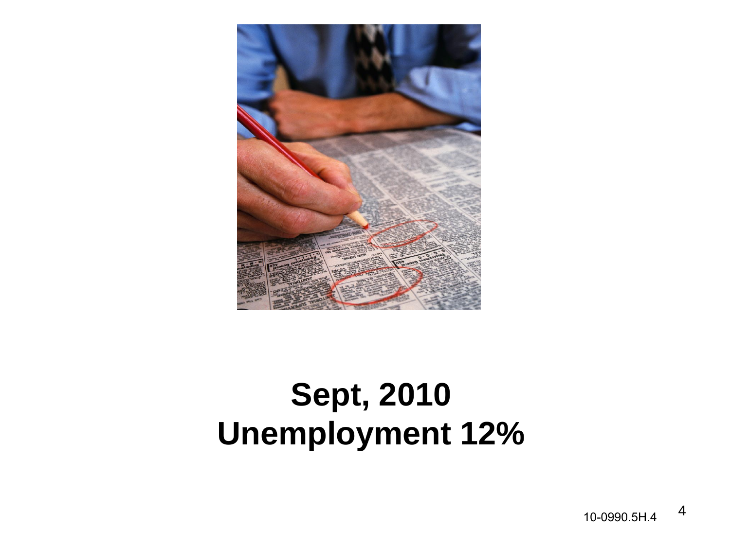**Sept, 2010**
**Unemployment 12%**

10-0990.5H.4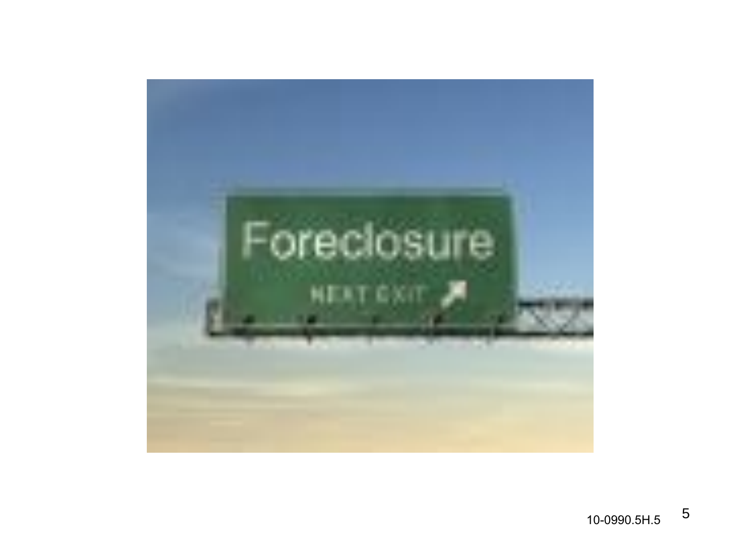Foreclosure

NEXT EXIT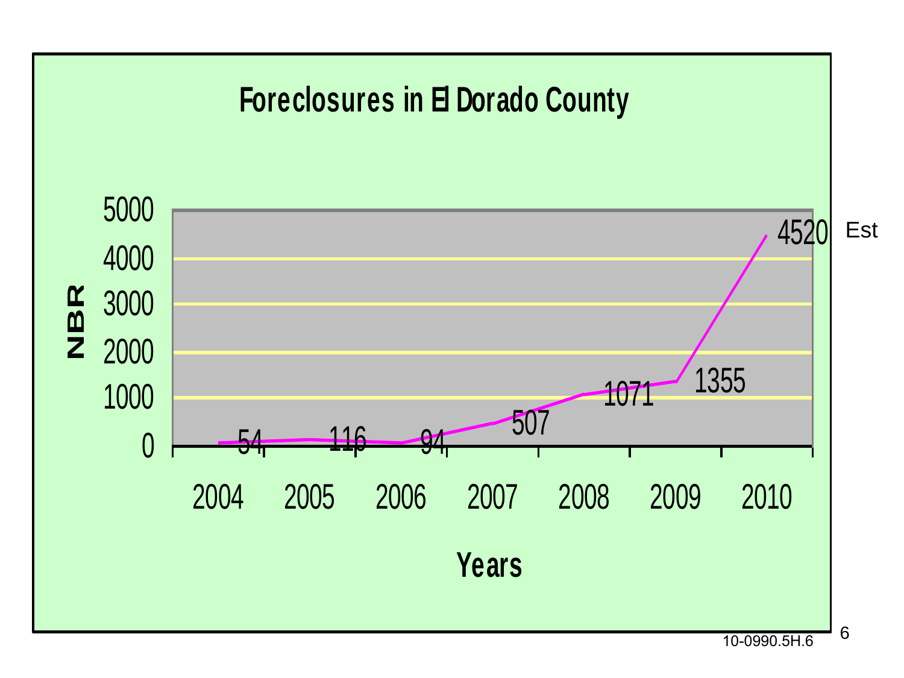## Foreclosures in El Dorado County

| Years | NBR |
|---|---|
| 2004 | 54 |
| 2005 | 116 |
| 2006 | 94 |
| 2007 | 507 |
| 2008 | 1071 |
| 2009 | 1355 |
| 2010 | 4520 Est |

10-0990.5H.6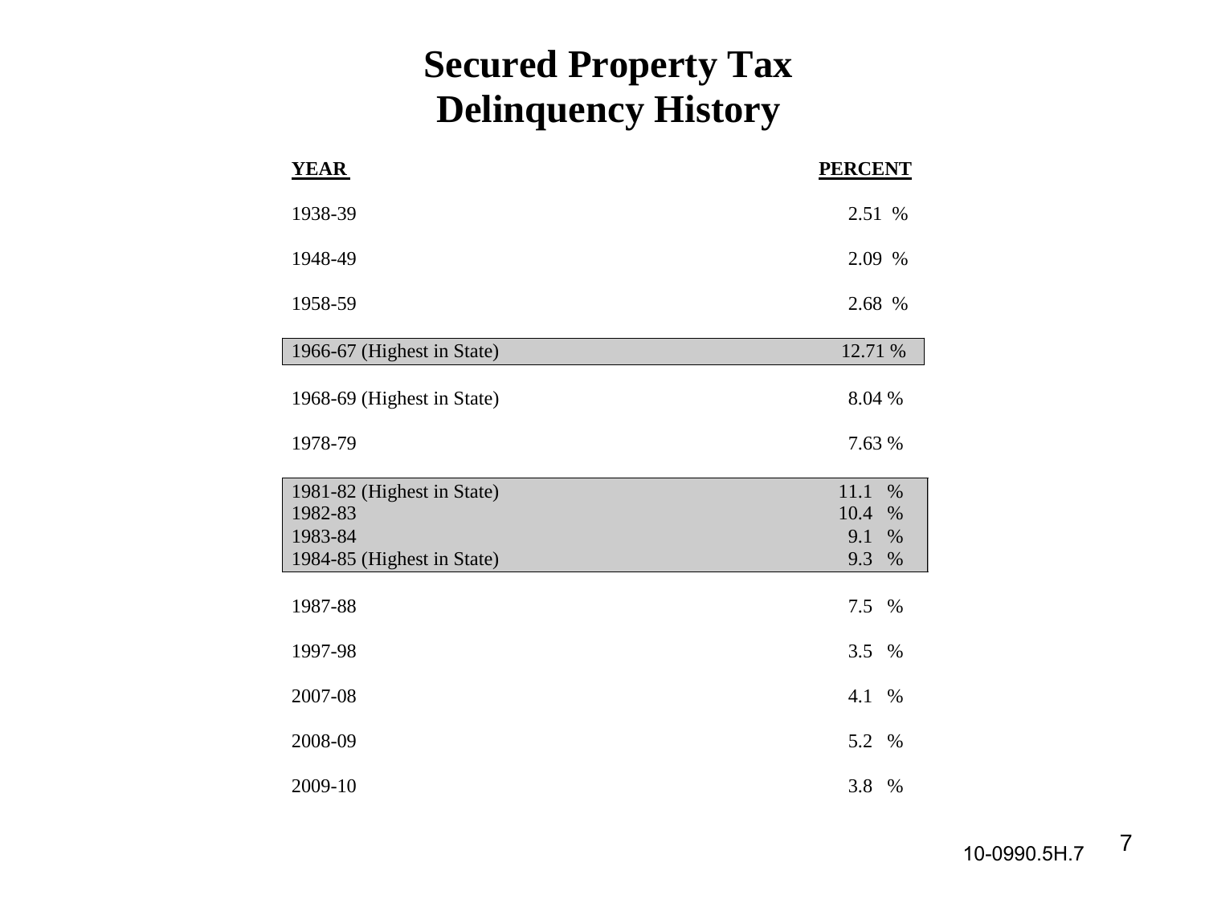# Secured Property Tax Delinquency History

| YEAR | PERCENT |
|---|---|
| 1938-39 | 2.51 % |
| 1948-49 | 2.09 % |
| 1958-59 | 2.68 % |
| 1966-67 (Highest in State) | 12.71 % |
| 1968-69 (Highest in State) | 8.04 % |
| 1978-79 | 7.63 % |
| 1981-82 (Highest in State) | 11.1 % |
| 1982-83 | 10.4 % |
| 1983-84 | 9.1 % |
| 1984-85 (Highest in State) | 9.3 % |
| 1987-88 | 7.5 % |
| 1997-98 | 3.5 % |
| 2007-08 | 4.1 % |
| 2008-09 | 5.2 % |
| 2009-10 | 3.8 % |

10-0990.5H.7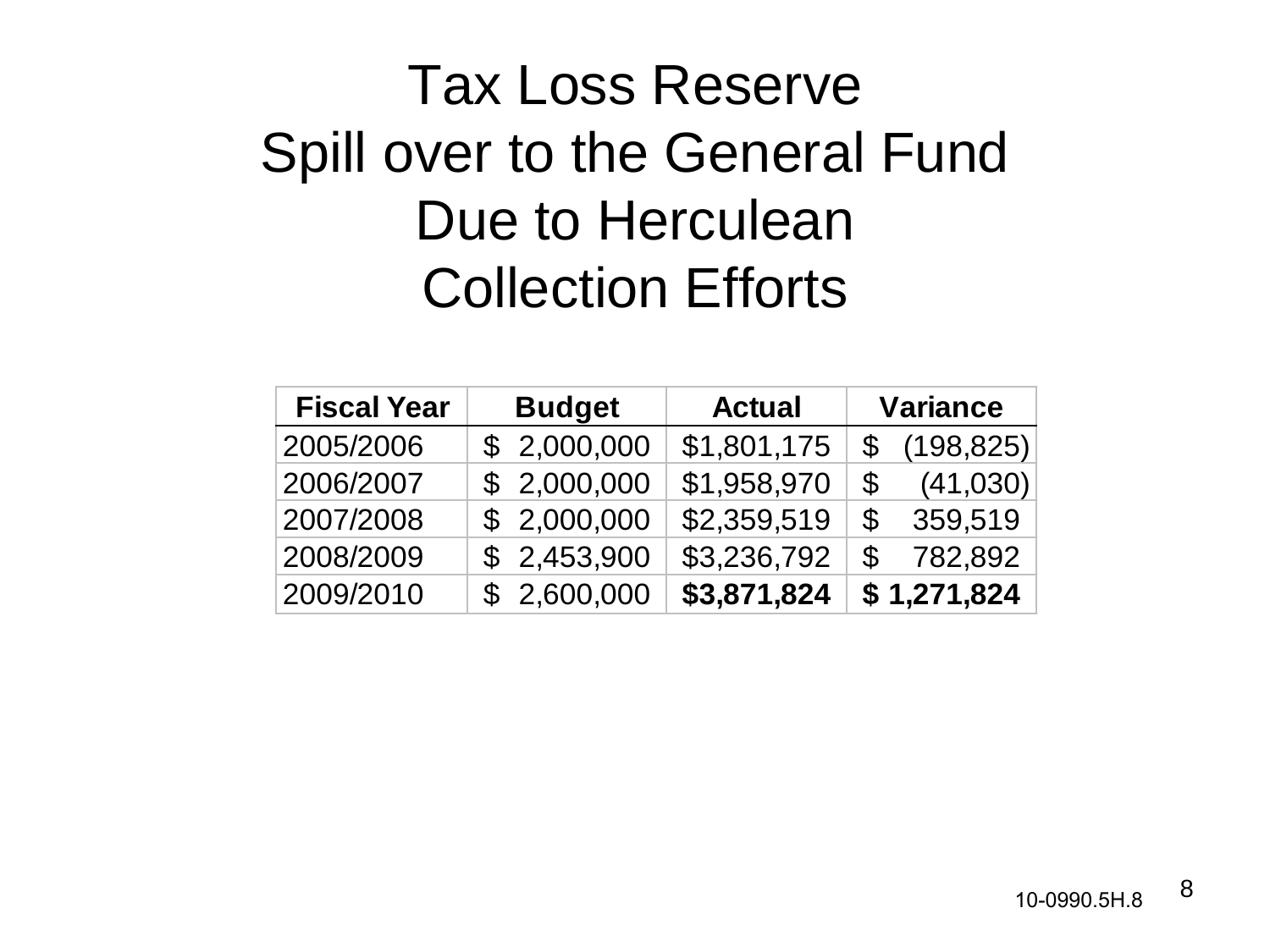# Tax Loss Reserve
# Spill over to the General Fund
# Due to Herculean
# Collection Efforts

| Fiscal Year | Budget | Actual | Variance |
|---|---|---|---|
| 2005/2006 | $ 2,000,000 | $1,801,175 | $ (198,825) |
| 2006/2007 | $ 2,000,000 | $1,958,970 | $ (41,030) |
| 2007/2008 | $ 2,000,000 | $2,359,519 | $ 359,519 |
| 2008/2009 | $ 2,453,900 | $3,236,792 | $ 782,892 |
| 2009/2010 | $ 2,600,000 | **$3,871,824** | **$ 1,271,824** |

10-0990.5H.8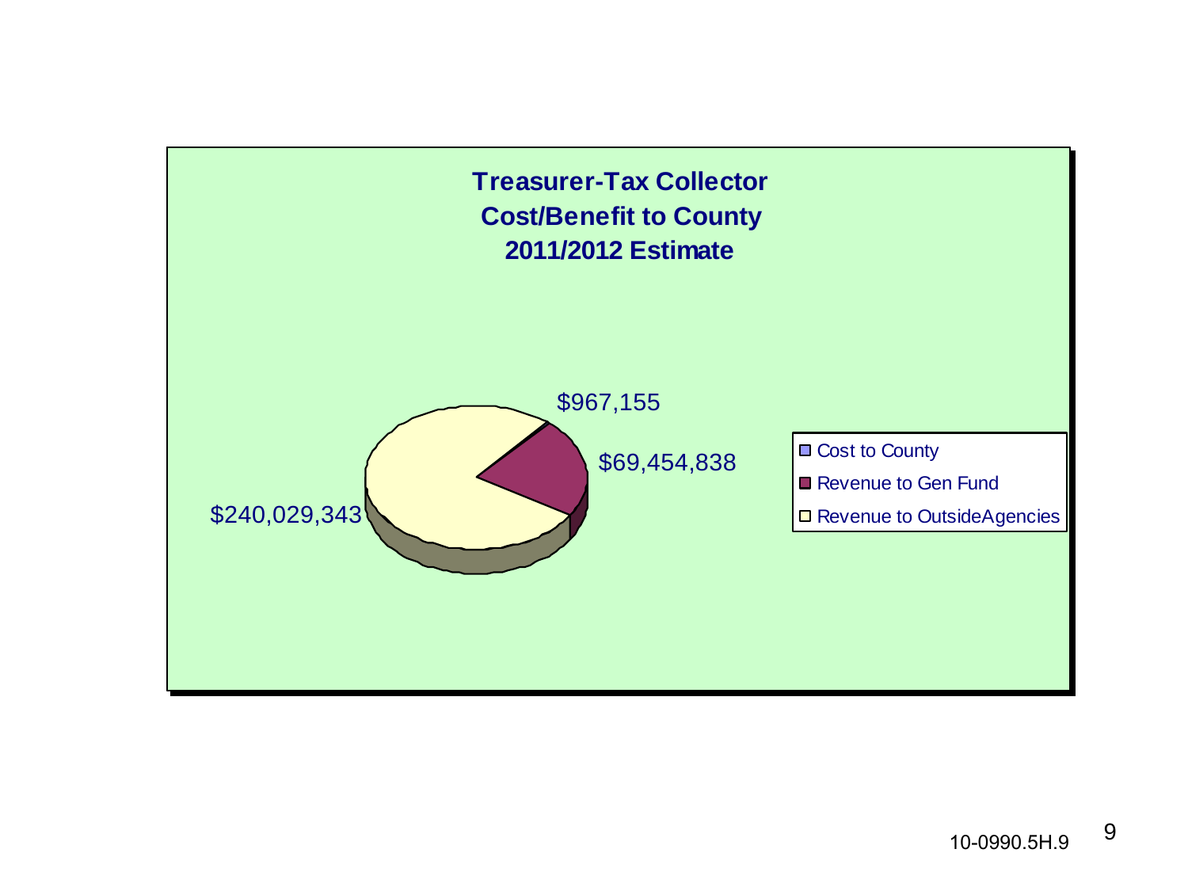**Treasurer-Tax Collector**
**Cost/Benefit to County**
**2011/2012 Estimate**

| Category | Amount |
| --- | --- |
| Cost to County | $967,155 |
| Revenue to Gen Fund | $69,454,838 |
| Revenue to OutsideAgencies | $240,029,343 |

10-0990.5H.9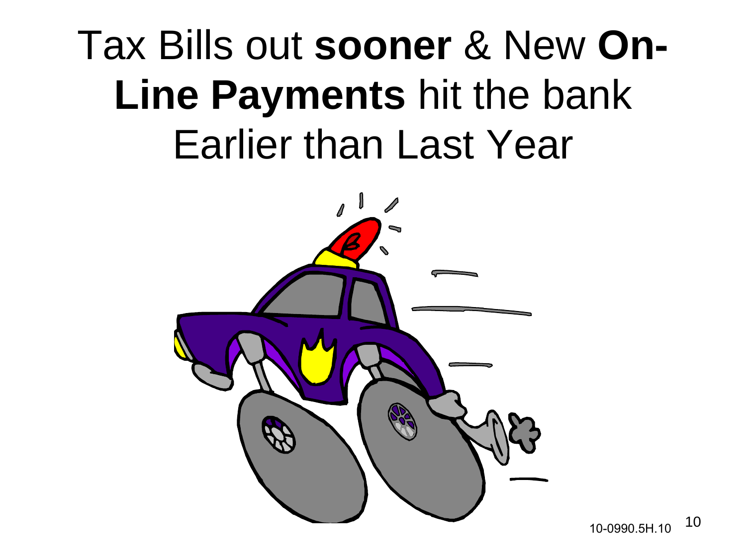# Tax Bills out **sooner** & New **On-Line Payments** hit the bank Earlier than Last Year

10-0990.5H.10